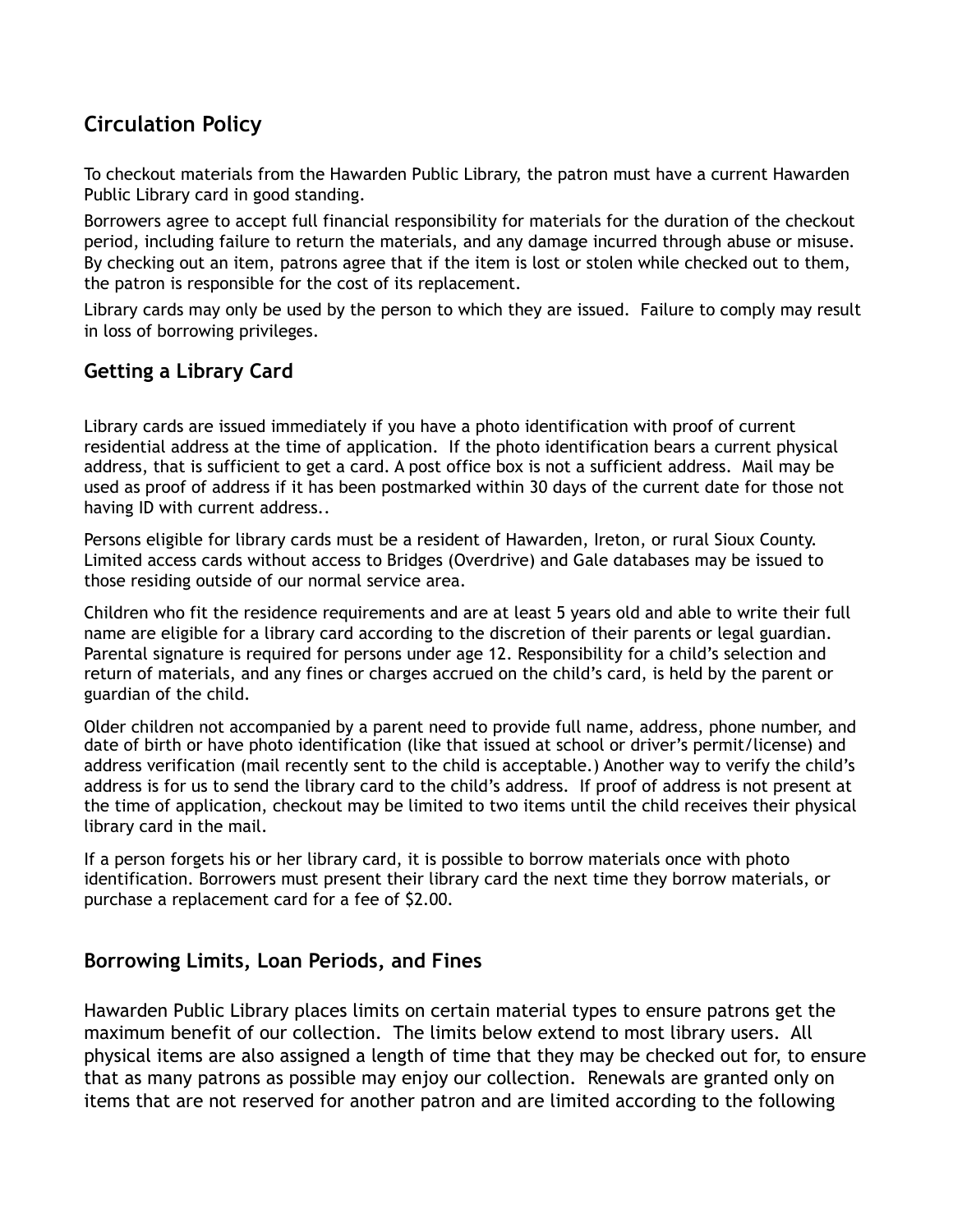## Circulation Policy

To checkout materials from the Hawarden Public Library, the patron must have a current Hawarden Public Library card in good standing.

Borrowers agree to accept full financial responsibility for materials for the duration of the checkout period, including failure to return the materials, and any damage incurred through abuse or misuse. By checking out an item, patrons agree that if the item is lost or stolen while checked out to them, the patron is responsible for the cost of its replacement.

Library cards may only be used by the person to which they are issued. Failure to comply may result in loss of borrowing privileges.

## Getting a Library Card

Library cards are issued immediately if you have a photo identification with proof of current residential address at the time of application. If the photo identification bears a current physical address, that is sufficient to get a card. A post office box is not a sufficient address. Mail may be used as proof of address if it has been postmarked within 30 days of the current date for those not having ID with current address..

Persons eligible for library cards must be a resident of Hawarden, Ireton, or rural Sioux County. Limited access cards without access to Bridges (Overdrive) and Gale databases may be issued to those residing outside of our normal service area.

Children who fit the residence requirements and are at least 5 years old and able to write their full name are eligible for a library card according to the discretion of their parents or legal guardian. Parental signature is required for persons under age 12. Responsibility for a child's selection and return of materials, and any fines or charges accrued on the child's card, is held by the parent or guardian of the child.

Older children not accompanied by a parent need to provide full name, address, phone number, and date of birth or have photo identification (like that issued at school or driver's permit/license) and address verification (mail recently sent to the child is acceptable.) Another way to verify the child's address is for us to send the library card to the child's address. If proof of address is not present at the time of application, checkout may be limited to two items until the child receives their physical library card in the mail.

If a person forgets his or her library card, it is possible to borrow materials once with photo identification. Borrowers must present their library card the next time they borrow materials, or purchase a replacement card for a fee of $2.00.

## Borrowing Limits, Loan Periods, and Fines

Hawarden Public Library places limits on certain material types to ensure patrons get the maximum benefit of our collection. The limits below extend to most library users. All physical items are also assigned a length of time that they may be checked out for, to ensure that as many patrons as possible may enjoy our collection. Renewals are granted only on items that are not reserved for another patron and are limited according to the following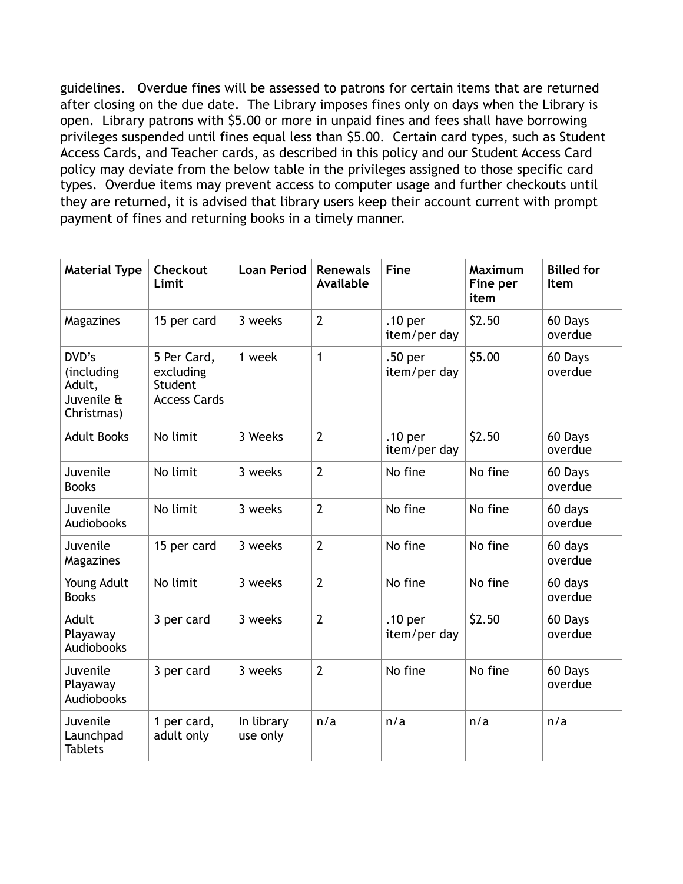guidelines. Overdue fines will be assessed to patrons for certain items that are returned after closing on the due date. The Library imposes fines only on days when the Library is open. Library patrons with $5.00 or more in unpaid fines and fees shall have borrowing privileges suspended until fines equal less than $5.00. Certain card types, such as Student Access Cards, and Teacher cards, as described in this policy and our Student Access Card policy may deviate from the below table in the privileges assigned to those specific card types. Overdue items may prevent access to computer usage and further checkouts until they are returned, it is advised that library users keep their account current with prompt payment of fines and returning books in a timely manner.

| Material Type | Checkout Limit | Loan Period | Renewals Available | Fine | Maximum Fine per item | Billed for Item |
|---|---|---|---|---|---|---|
| Magazines | 15 per card | 3 weeks | 2 | .10 per item/per day | $2.50 | 60 Days overdue |
| DVD's (including Adult, Juvenile & Christmas) | 5 Per Card, excluding Student Access Cards | 1 week | 1 | .50 per item/per day | $5.00 | 60 Days overdue |
| Adult Books | No limit | 3 Weeks | 2 | .10 per item/per day | $2.50 | 60 Days overdue |
| Juvenile Books | No limit | 3 weeks | 2 | No fine | No fine | 60 Days overdue |
| Juvenile Audiobooks | No limit | 3 weeks | 2 | No fine | No fine | 60 days overdue |
| Juvenile Magazines | 15 per card | 3 weeks | 2 | No fine | No fine | 60 days overdue |
| Young Adult Books | No limit | 3 weeks | 2 | No fine | No fine | 60 days overdue |
| Adult Playaway Audiobooks | 3 per card | 3 weeks | 2 | .10 per item/per day | $2.50 | 60 Days overdue |
| Juvenile Playaway Audiobooks | 3 per card | 3 weeks | 2 | No fine | No fine | 60 Days overdue |
| Juvenile Launchpad Tablets | 1 per card, adult only | In library use only | n/a | n/a | n/a | n/a |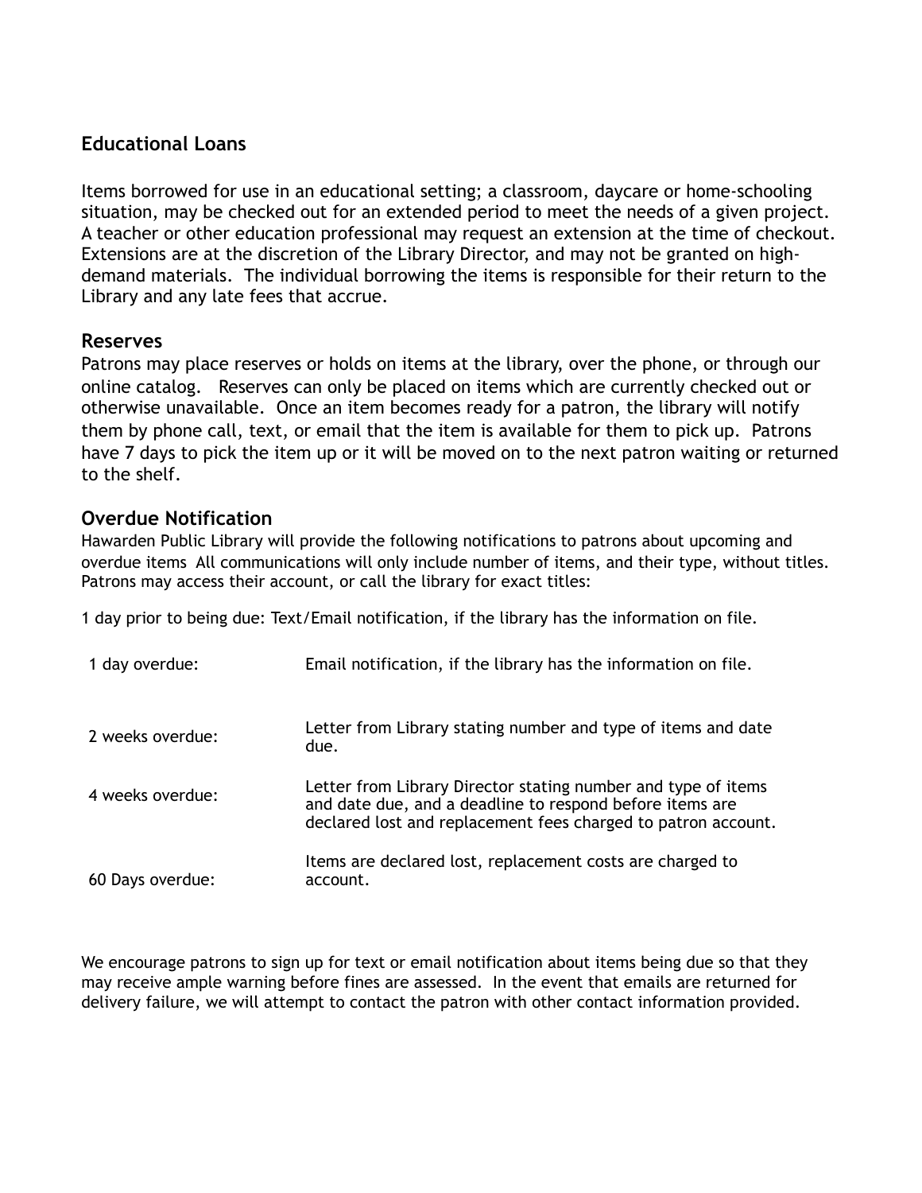## Educational Loans

Items borrowed for use in an educational setting; a classroom, daycare or home-schooling situation, may be checked out for an extended period to meet the needs of a given project. A teacher or other education professional may request an extension at the time of checkout. Extensions are at the discretion of the Library Director, and may not be granted on high-demand materials. The individual borrowing the items is responsible for their return to the Library and any late fees that accrue.

## Reserves

Patrons may place reserves or holds on items at the library, over the phone, or through our online catalog. Reserves can only be placed on items which are currently checked out or otherwise unavailable. Once an item becomes ready for a patron, the library will notify them by phone call, text, or email that the item is available for them to pick up. Patrons have 7 days to pick the item up or it will be moved on to the next patron waiting or returned to the shelf.

## Overdue Notification

Hawarden Public Library will provide the following notifications to patrons about upcoming and overdue items All communications will only include number of items, and their type, without titles. Patrons may access their account, or call the library for exact titles:

1 day prior to being due: Text/Email notification, if the library has the information on file.

| | |
|---|---|
| 1 day overdue: | Email notification, if the library has the information on file. |
| 2 weeks overdue: | Letter from Library stating number and type of items and date due. |
| 4 weeks overdue: | Letter from Library Director stating number and type of items and date due, and a deadline to respond before items are declared lost and replacement fees charged to patron account. |
| 60 Days overdue: | Items are declared lost, replacement costs are charged to account. |

We encourage patrons to sign up for text or email notification about items being due so that they may receive ample warning before fines are assessed. In the event that emails are returned for delivery failure, we will attempt to contact the patron with other contact information provided.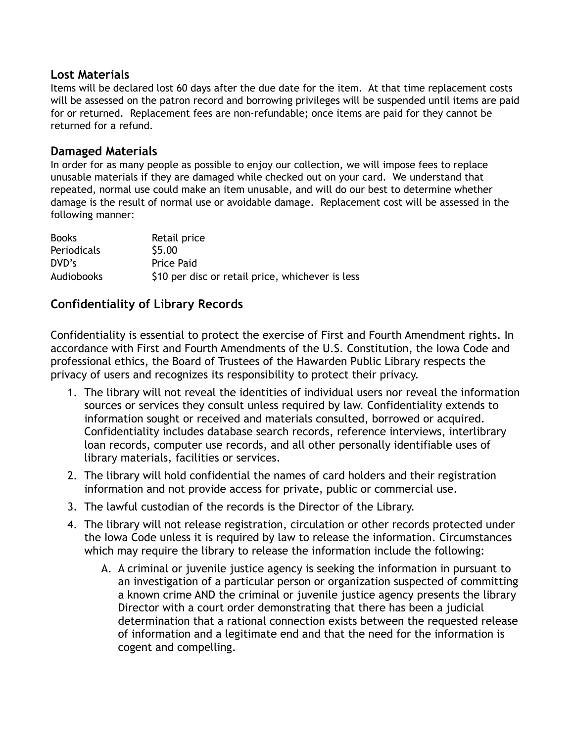## Lost Materials

Items will be declared lost 60 days after the due date for the item. At that time replacement costs will be assessed on the patron record and borrowing privileges will be suspended until items are paid for or returned. Replacement fees are non-refundable; once items are paid for they cannot be returned for a refund.

## Damaged Materials

In order for as many people as possible to enjoy our collection, we will impose fees to replace unusable materials if they are damaged while checked out on your card. We understand that repeated, normal use could make an item unusable, and will do our best to determine whether damage is the result of normal use or avoidable damage. Replacement cost will be assessed in the following manner:

| | |
|---|---|
| Books | Retail price |
| Periodicals | $5.00 |
| DVD's | Price Paid |
| Audiobooks | $10 per disc or retail price, whichever is less |

## Confidentiality of Library Records

Confidentiality is essential to protect the exercise of First and Fourth Amendment rights. In accordance with First and Fourth Amendments of the U.S. Constitution, the Iowa Code and professional ethics, the Board of Trustees of the Hawarden Public Library respects the privacy of users and recognizes its responsibility to protect their privacy.

1. The library will not reveal the identities of individual users nor reveal the information sources or services they consult unless required by law. Confidentiality extends to information sought or received and materials consulted, borrowed or acquired. Confidentiality includes database search records, reference interviews, interlibrary loan records, computer use records, and all other personally identifiable uses of library materials, facilities or services.
2. The library will hold confidential the names of card holders and their registration information and not provide access for private, public or commercial use.
3. The lawful custodian of the records is the Director of the Library.
4. The library will not release registration, circulation or other records protected under the Iowa Code unless it is required by law to release the information. Circumstances which may require the library to release the information include the following:
   A. A criminal or juvenile justice agency is seeking the information in pursuant to an investigation of a particular person or organization suspected of committing a known crime AND the criminal or juvenile justice agency presents the library Director with a court order demonstrating that there has been a judicial determination that a rational connection exists between the requested release of information and a legitimate end and that the need for the information is cogent and compelling.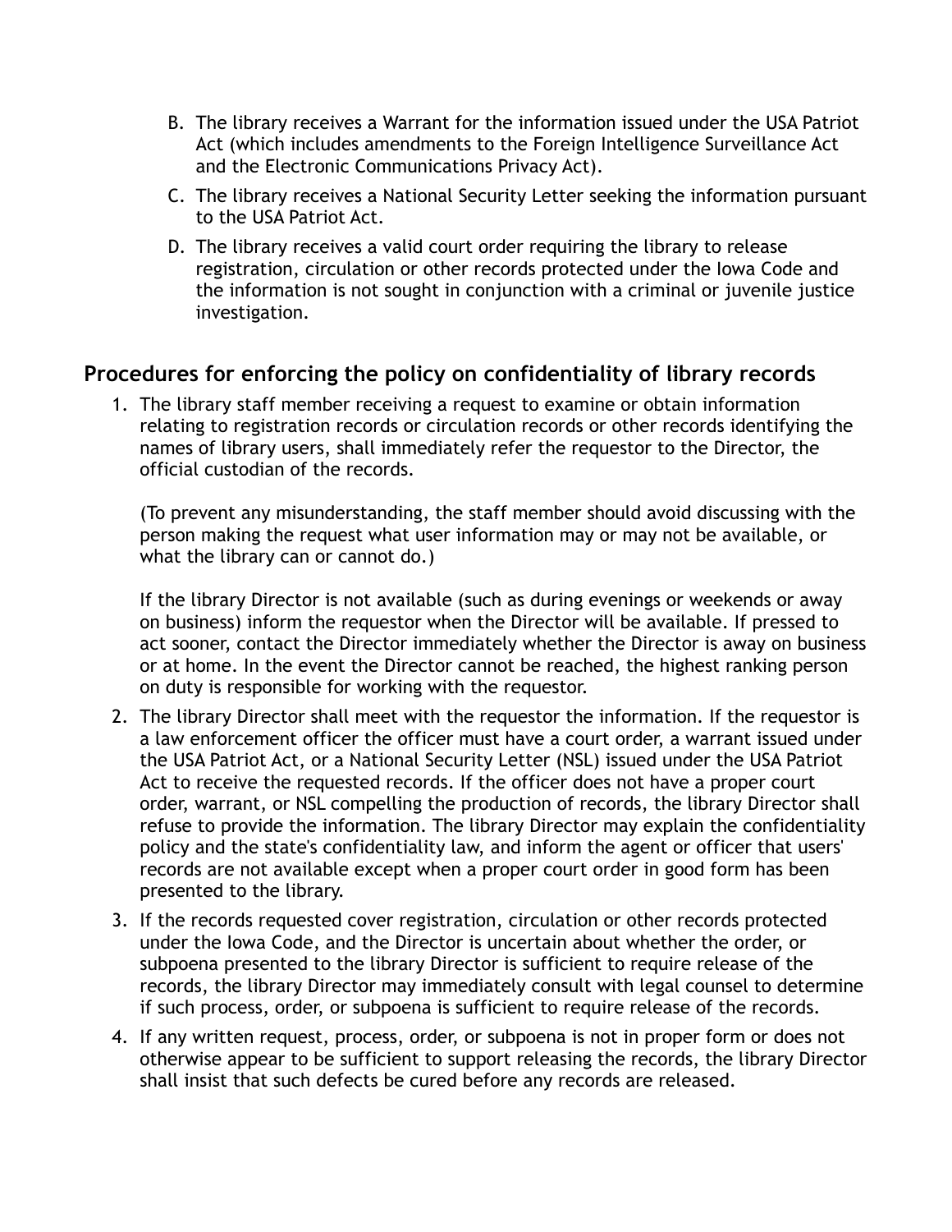B. The library receives a Warrant for the information issued under the USA Patriot Act (which includes amendments to the Foreign Intelligence Surveillance Act and the Electronic Communications Privacy Act).

C. The library receives a National Security Letter seeking the information pursuant to the USA Patriot Act.

D. The library receives a valid court order requiring the library to release registration, circulation or other records protected under the Iowa Code and the information is not sought in conjunction with a criminal or juvenile justice investigation.

## Procedures for enforcing the policy on confidentiality of library records

1. The library staff member receiving a request to examine or obtain information relating to registration records or circulation records or other records identifying the names of library users, shall immediately refer the requestor to the Director, the official custodian of the records.

   (To prevent any misunderstanding, the staff member should avoid discussing with the person making the request what user information may or may not be available, or what the library can or cannot do.)

   If the library Director is not available (such as during evenings or weekends or away on business) inform the requestor when the Director will be available. If pressed to act sooner, contact the Director immediately whether the Director is away on business or at home. In the event the Director cannot be reached, the highest ranking person on duty is responsible for working with the requestor.

2. The library Director shall meet with the requestor the information. If the requestor is a law enforcement officer the officer must have a court order, a warrant issued under the USA Patriot Act, or a National Security Letter (NSL) issued under the USA Patriot Act to receive the requested records. If the officer does not have a proper court order, warrant, or NSL compelling the production of records, the library Director shall refuse to provide the information. The library Director may explain the confidentiality policy and the state's confidentiality law, and inform the agent or officer that users' records are not available except when a proper court order in good form has been presented to the library.

3. If the records requested cover registration, circulation or other records protected under the Iowa Code, and the Director is uncertain about whether the order, or subpoena presented to the library Director is sufficient to require release of the records, the library Director may immediately consult with legal counsel to determine if such process, order, or subpoena is sufficient to require release of the records.

4. If any written request, process, order, or subpoena is not in proper form or does not otherwise appear to be sufficient to support releasing the records, the library Director shall insist that such defects be cured before any records are released.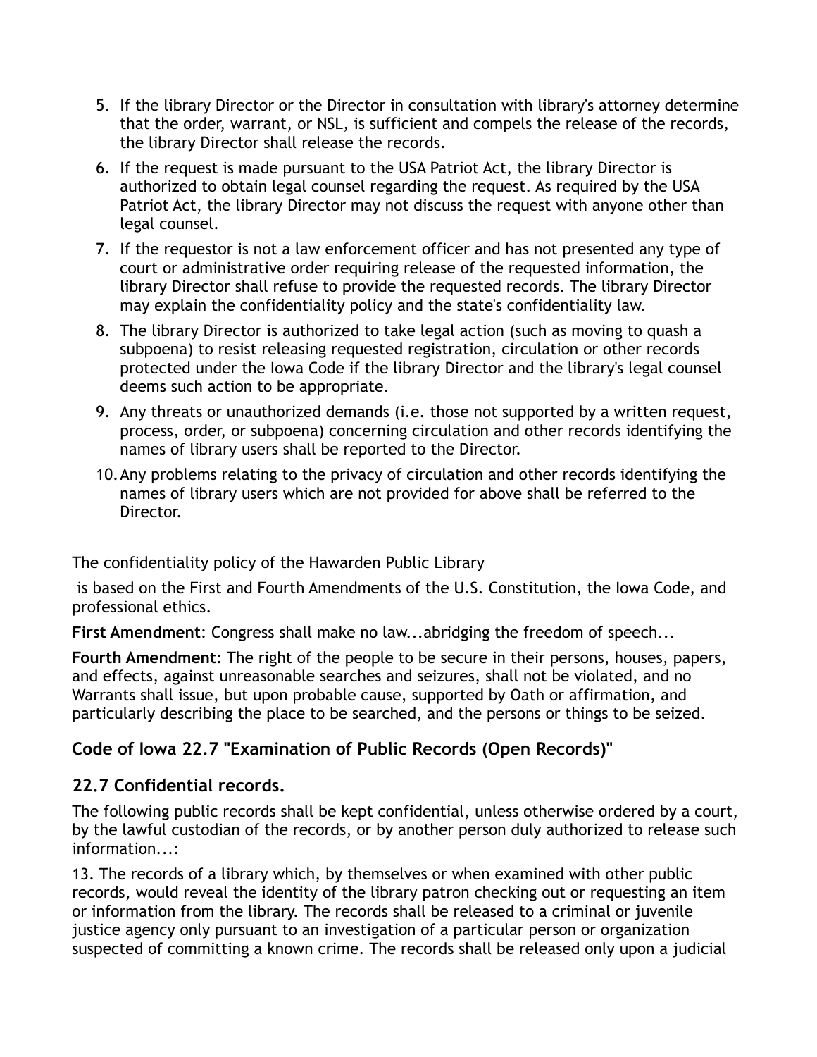5. If the library Director or the Director in consultation with library's attorney determine that the order, warrant, or NSL, is sufficient and compels the release of the records, the library Director shall release the records.
6. If the request is made pursuant to the USA Patriot Act, the library Director is authorized to obtain legal counsel regarding the request. As required by the USA Patriot Act, the library Director may not discuss the request with anyone other than legal counsel.
7. If the requestor is not a law enforcement officer and has not presented any type of court or administrative order requiring release of the requested information, the library Director shall refuse to provide the requested records. The library Director may explain the confidentiality policy and the state's confidentiality law.
8. The library Director is authorized to take legal action (such as moving to quash a subpoena) to resist releasing requested registration, circulation or other records protected under the Iowa Code if the library Director and the library's legal counsel deems such action to be appropriate.
9. Any threats or unauthorized demands (i.e. those not supported by a written request, process, order, or subpoena) concerning circulation and other records identifying the names of library users shall be reported to the Director.
10. Any problems relating to the privacy of circulation and other records identifying the names of library users which are not provided for above shall be referred to the Director.

The confidentiality policy of the Hawarden Public Library

is based on the First and Fourth Amendments of the U.S. Constitution, the Iowa Code, and professional ethics.

**First Amendment**: Congress shall make no law...abridging the freedom of speech...

**Fourth Amendment**: The right of the people to be secure in their persons, houses, papers, and effects, against unreasonable searches and seizures, shall not be violated, and no Warrants shall issue, but upon probable cause, supported by Oath or affirmation, and particularly describing the place to be searched, and the persons or things to be seized.

### Code of Iowa 22.7 "Examination of Public Records (Open Records)"

### 22.7 Confidential records.

The following public records shall be kept confidential, unless otherwise ordered by a court, by the lawful custodian of the records, or by another person duly authorized to release such information...:

13. The records of a library which, by themselves or when examined with other public records, would reveal the identity of the library patron checking out or requesting an item or information from the library. The records shall be released to a criminal or juvenile justice agency only pursuant to an investigation of a particular person or organization suspected of committing a known crime. The records shall be released only upon a judicial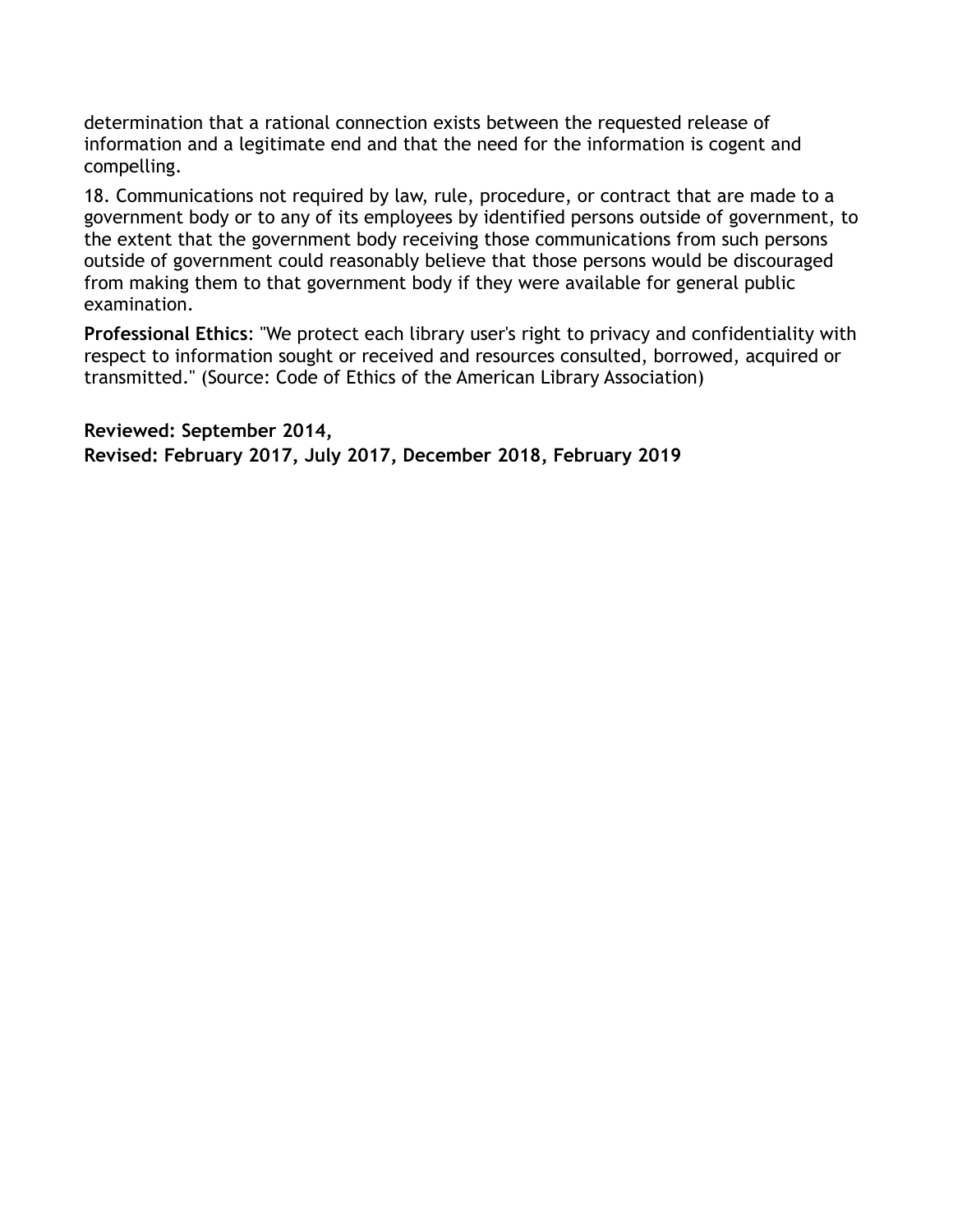determination that a rational connection exists between the requested release of information and a legitimate end and that the need for the information is cogent and compelling.

18. Communications not required by law, rule, procedure, or contract that are made to a government body or to any of its employees by identified persons outside of government, to the extent that the government body receiving those communications from such persons outside of government could reasonably believe that those persons would be discouraged from making them to that government body if they were available for general public examination.

**Professional Ethics**: "We protect each library user's right to privacy and confidentiality with respect to information sought or received and resources consulted, borrowed, acquired or transmitted." (Source: Code of Ethics of the American Library Association)

**Reviewed: September 2014,**
**Revised: February 2017, July 2017, December 2018, February 2019**